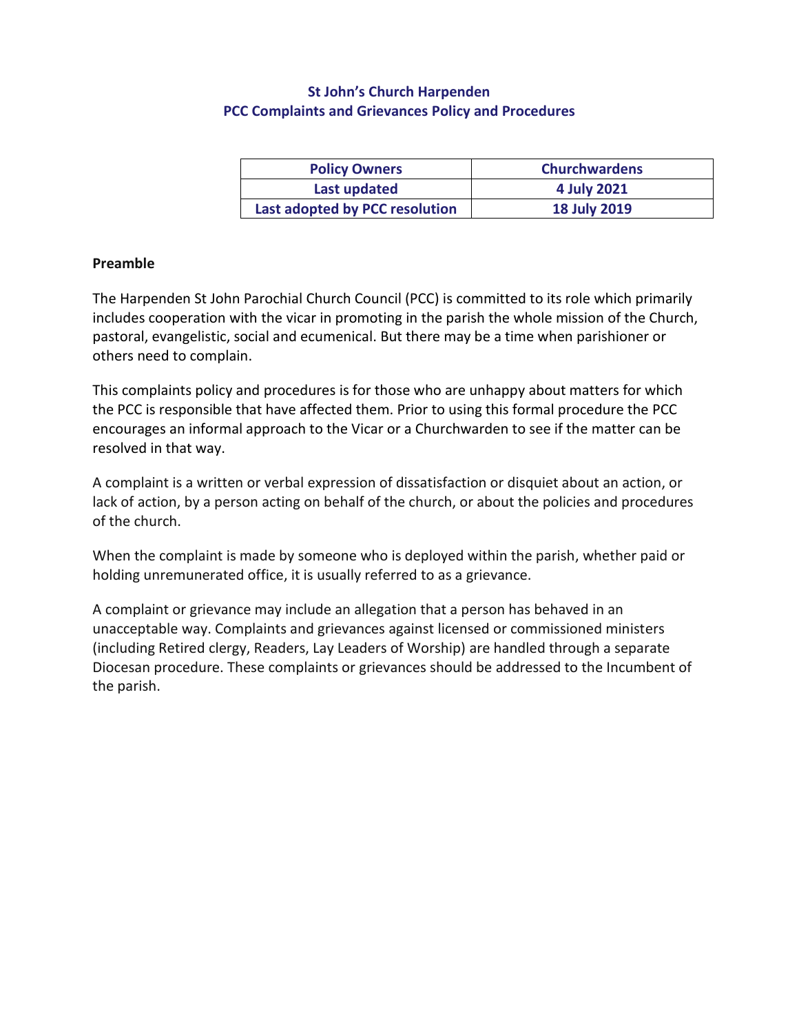# St John's Church Harpenden
## PCC Complaints and Grievances Policy and Procedures

| Policy Owners | Churchwardens |
| --- | --- |
| Last updated | 4 July 2021 |
| Last adopted by PCC resolution | 18 July 2019 |

**Preamble**

The Harpenden St John Parochial Church Council (PCC) is committed to its role which primarily includes cooperation with the vicar in promoting in the parish the whole mission of the Church, pastoral, evangelistic, social and ecumenical. But there may be a time when parishioner or others need to complain.

This complaints policy and procedures is for those who are unhappy about matters for which the PCC is responsible that have affected them. Prior to using this formal procedure the PCC encourages an informal approach to the Vicar or a Churchwarden to see if the matter can be resolved in that way.

A complaint is a written or verbal expression of dissatisfaction or disquiet about an action, or lack of action, by a person acting on behalf of the church, or about the policies and procedures of the church.

When the complaint is made by someone who is deployed within the parish, whether paid or holding unremunerated office, it is usually referred to as a grievance.

A complaint or grievance may include an allegation that a person has behaved in an unacceptable way. Complaints and grievances against licensed or commissioned ministers (including Retired clergy, Readers, Lay Leaders of Worship) are handled through a separate Diocesan procedure. These complaints or grievances should be addressed to the Incumbent of the parish.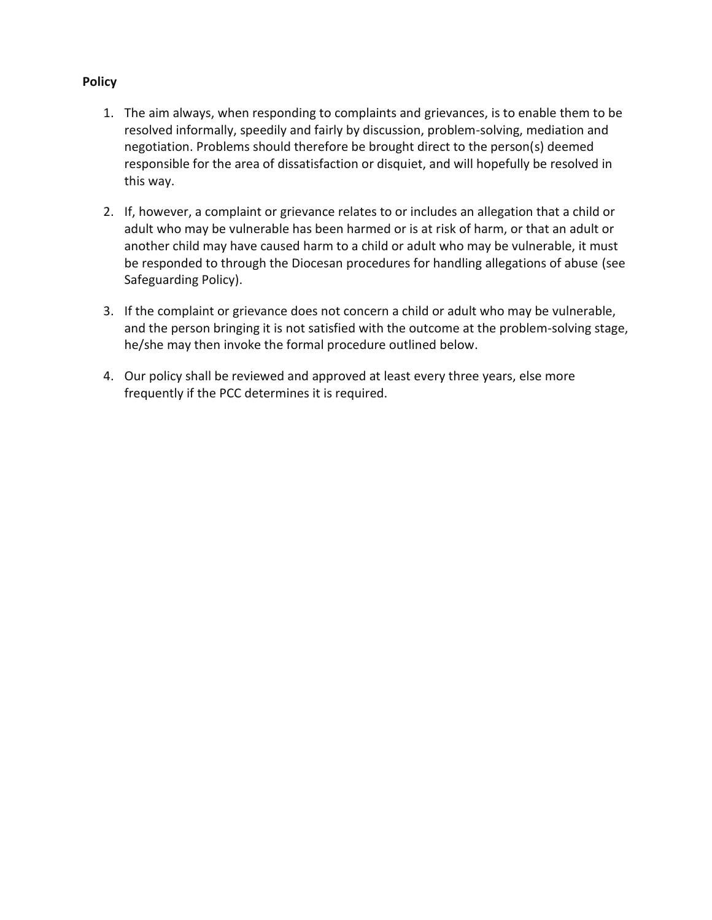**Policy**

1. The aim always, when responding to complaints and grievances, is to enable them to be resolved informally, speedily and fairly by discussion, problem-solving, mediation and negotiation. Problems should therefore be brought direct to the person(s) deemed responsible for the area of dissatisfaction or disquiet, and will hopefully be resolved in this way.

2. If, however, a complaint or grievance relates to or includes an allegation that a child or adult who may be vulnerable has been harmed or is at risk of harm, or that an adult or another child may have caused harm to a child or adult who may be vulnerable, it must be responded to through the Diocesan procedures for handling allegations of abuse (see Safeguarding Policy).

3. If the complaint or grievance does not concern a child or adult who may be vulnerable, and the person bringing it is not satisfied with the outcome at the problem-solving stage, he/she may then invoke the formal procedure outlined below.

4. Our policy shall be reviewed and approved at least every three years, else more frequently if the PCC determines it is required.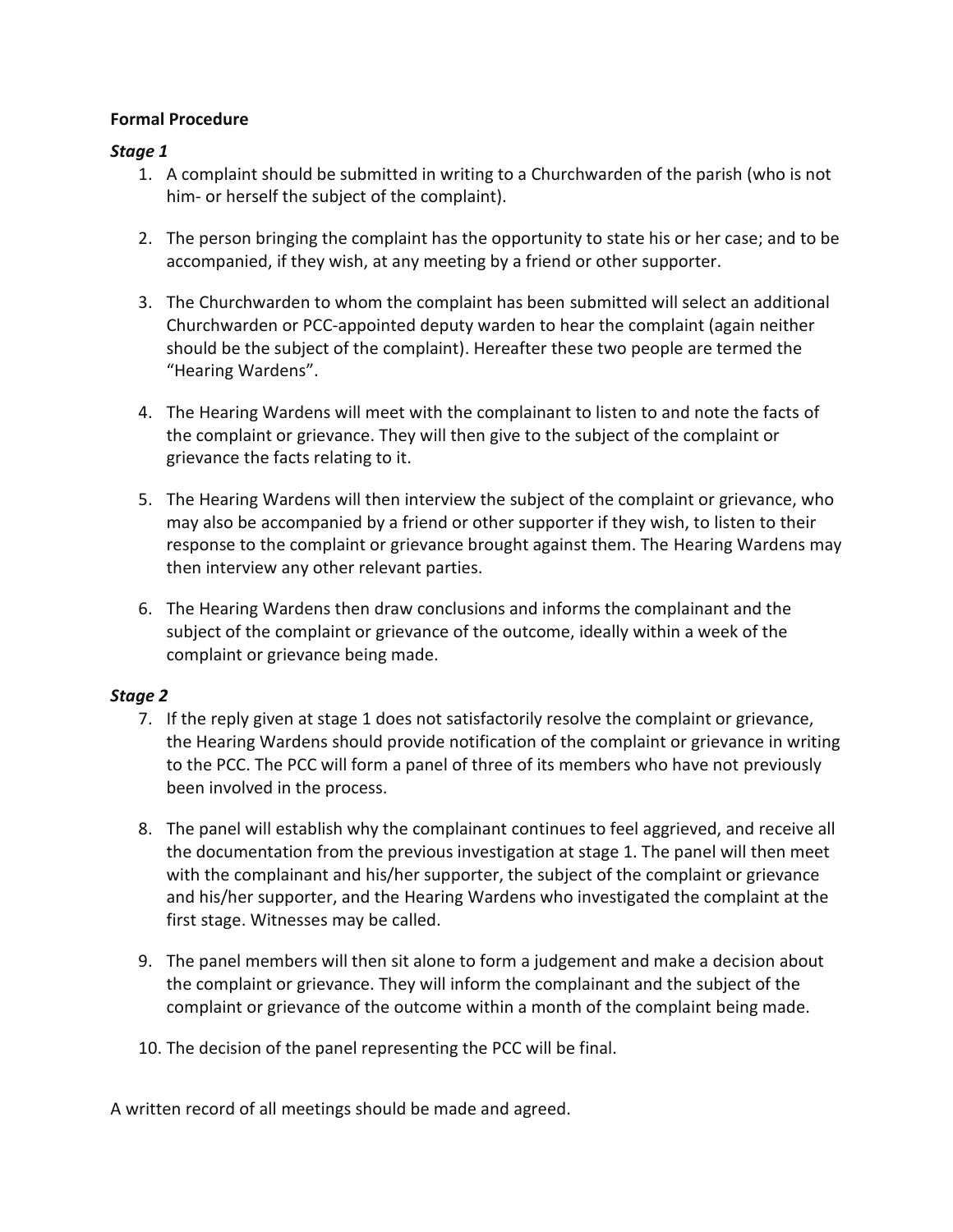**Formal Procedure**

***Stage 1***

1. A complaint should be submitted in writing to a Churchwarden of the parish (who is not him- or herself the subject of the complaint).

2. The person bringing the complaint has the opportunity to state his or her case; and to be accompanied, if they wish, at any meeting by a friend or other supporter.

3. The Churchwarden to whom the complaint has been submitted will select an additional Churchwarden or PCC-appointed deputy warden to hear the complaint (again neither should be the subject of the complaint). Hereafter these two people are termed the "Hearing Wardens".

4. The Hearing Wardens will meet with the complainant to listen to and note the facts of the complaint or grievance. They will then give to the subject of the complaint or grievance the facts relating to it.

5. The Hearing Wardens will then interview the subject of the complaint or grievance, who may also be accompanied by a friend or other supporter if they wish, to listen to their response to the complaint or grievance brought against them. The Hearing Wardens may then interview any other relevant parties.

6. The Hearing Wardens then draw conclusions and informs the complainant and the subject of the complaint or grievance of the outcome, ideally within a week of the complaint or grievance being made.

***Stage 2***

7. If the reply given at stage 1 does not satisfactorily resolve the complaint or grievance, the Hearing Wardens should provide notification of the complaint or grievance in writing to the PCC. The PCC will form a panel of three of its members who have not previously been involved in the process.

8. The panel will establish why the complainant continues to feel aggrieved, and receive all the documentation from the previous investigation at stage 1. The panel will then meet with the complainant and his/her supporter, the subject of the complaint or grievance and his/her supporter, and the Hearing Wardens who investigated the complaint at the first stage. Witnesses may be called.

9. The panel members will then sit alone to form a judgement and make a decision about the complaint or grievance. They will inform the complainant and the subject of the complaint or grievance of the outcome within a month of the complaint being made.

10. The decision of the panel representing the PCC will be final.

A written record of all meetings should be made and agreed.